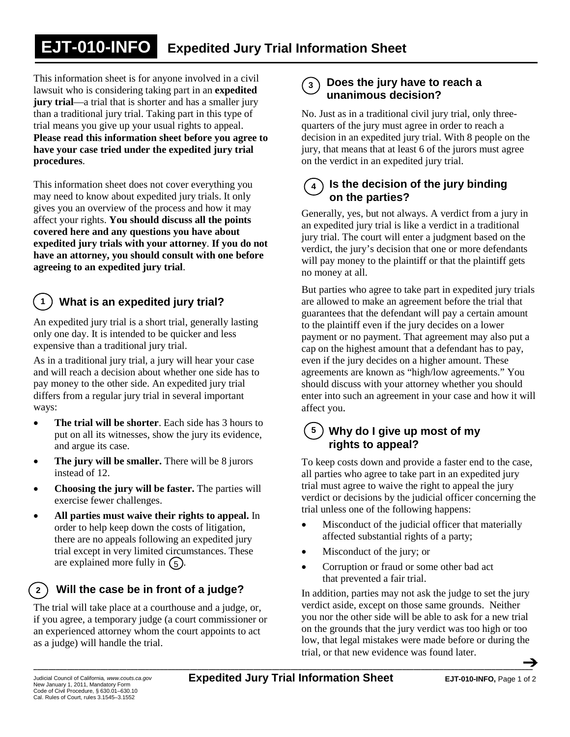# EJT-010-INFO Expedited Jury Trial Information Sheet

This information sheet is for anyone involved in a civil lawsuit who is considering taking part in an **expedited jury trial**—a trial that is shorter and has a smaller jury than a traditional jury trial. Taking part in this type of trial means you give up your usual rights to appeal. **Please read this information sheet before you agree to have your case tried under the expedited jury trial procedures**.

This information sheet does not cover everything you may need to know about expedited jury trials. It only gives you an overview of the process and how it may affect your rights. **You should discuss all the points covered here and any questions you have about expedited jury trials with your attorney**. **If you do not have an attorney, you should consult with one before agreeing to an expedited jury trial**.

## 1 What is an expedited jury trial?

An expedited jury trial is a short trial, generally lasting only one day. It is intended to be quicker and less expensive than a traditional jury trial.

As in a traditional jury trial, a jury will hear your case and will reach a decision about whether one side has to pay money to the other side. An expedited jury trial differs from a regular jury trial in several important ways:

- **The trial will be shorter**. Each side has 3 hours to put on all its witnesses, show the jury its evidence, and argue its case.
- **The jury will be smaller.** There will be 8 jurors instead of 12.
- **Choosing the jury will be faster.** The parties will exercise fewer challenges.
- **All parties must waive their rights to appeal.** In order to help keep down the costs of litigation, there are no appeals following an expedited jury trial except in very limited circumstances. These are explained more fully in (5).

## 2 Will the case be in front of a judge?

The trial will take place at a courthouse and a judge, or, if you agree, a temporary judge (a court commissioner or an experienced attorney whom the court appoints to act as a judge) will handle the trial.

## 3 Does the jury have to reach a unanimous decision?

No. Just as in a traditional civil jury trial, only three-quarters of the jury must agree in order to reach a decision in an expedited jury trial. With 8 people on the jury, that means that at least 6 of the jurors must agree on the verdict in an expedited jury trial.

## 4 Is the decision of the jury binding on the parties?

Generally, yes, but not always. A verdict from a jury in an expedited jury trial is like a verdict in a traditional jury trial. The court will enter a judgment based on the verdict, the jury's decision that one or more defendants will pay money to the plaintiff or that the plaintiff gets no money at all.

But parties who agree to take part in expedited jury trials are allowed to make an agreement before the trial that guarantees that the defendant will pay a certain amount to the plaintiff even if the jury decides on a lower payment or no payment. That agreement may also put a cap on the highest amount that a defendant has to pay, even if the jury decides on a higher amount. These agreements are known as "high/low agreements." You should discuss with your attorney whether you should enter into such an agreement in your case and how it will affect you.

## 5 Why do I give up most of my rights to appeal?

To keep costs down and provide a faster end to the case, all parties who agree to take part in an expedited jury trial must agree to waive the right to appeal the jury verdict or decisions by the judicial officer concerning the trial unless one of the following happens:

- Misconduct of the judicial officer that materially affected substantial rights of a party;
- Misconduct of the jury; or
- Corruption or fraud or some other bad act that prevented a fair trial.

In addition, parties may not ask the judge to set the jury verdict aside, except on those same grounds. Neither you nor the other side will be able to ask for a new trial on the grounds that the jury verdict was too high or too low, that legal mistakes were made before or during the trial, or that new evidence was found later.

Judicial Council of California, *www.courts.ca.gov*
New January 1, 2011, Mandatory Form
Code of Civil Procedure, § 630.01–630.10
Cal. Rules of Court, rules 3.1545–3.1552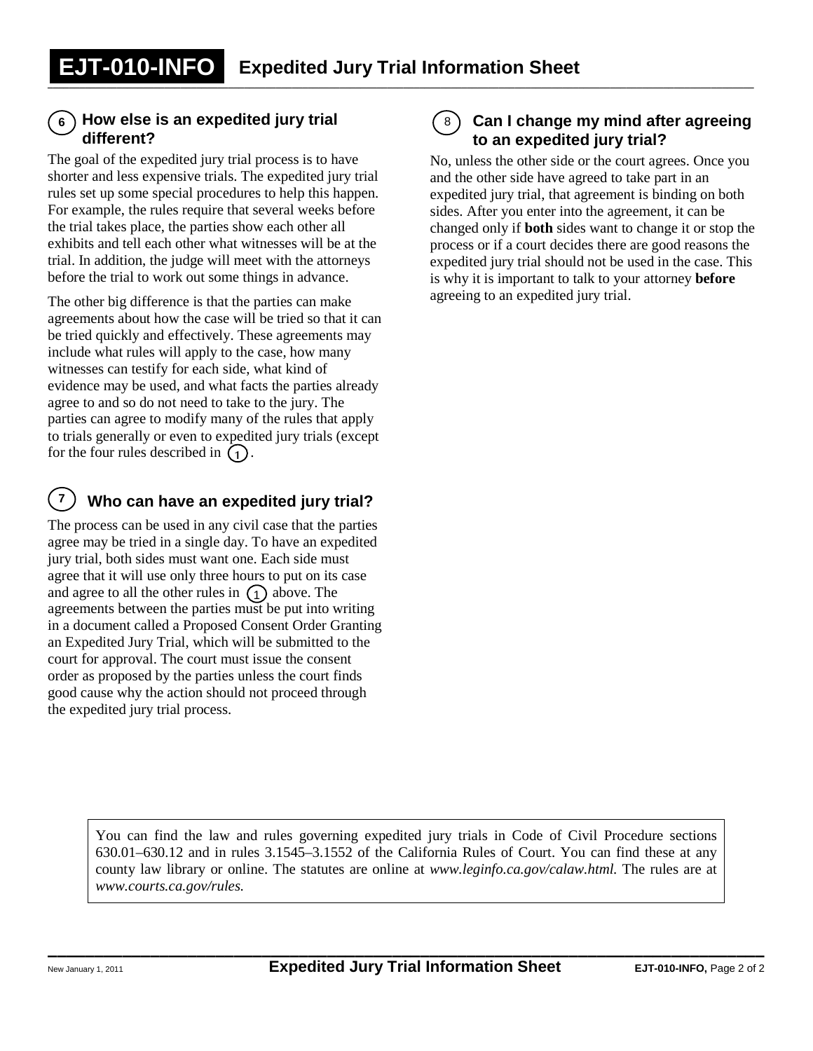## 6 How else is an expedited jury trial different?

The goal of the expedited jury trial process is to have shorter and less expensive trials. The expedited jury trial rules set up some special procedures to help this happen. For example, the rules require that several weeks before the trial takes place, the parties show each other all exhibits and tell each other what witnesses will be at the trial. In addition, the judge will meet with the attorneys before the trial to work out some things in advance.

The other big difference is that the parties can make agreements about how the case will be tried so that it can be tried quickly and effectively. These agreements may include what rules will apply to the case, how many witnesses can testify for each side, what kind of evidence may be used, and what facts the parties already agree to and so do not need to take to the jury. The parties can agree to modify many of the rules that apply to trials generally or even to expedited jury trials (except for the four rules described in (1).

## 7 Who can have an expedited jury trial?

The process can be used in any civil case that the parties agree may be tried in a single day. To have an expedited jury trial, both sides must want one. Each side must agree that it will use only three hours to put on its case and agree to all the other rules in (1) above. The agreements between the parties must be put into writing in a document called a Proposed Consent Order Granting an Expedited Jury Trial, which will be submitted to the court for approval. The court must issue the consent order as proposed by the parties unless the court finds good cause why the action should not proceed through the expedited jury trial process.

## 8 Can I change my mind after agreeing to an expedited jury trial?

No, unless the other side or the court agrees. Once you and the other side have agreed to take part in an expedited jury trial, that agreement is binding on both sides. After you enter into the agreement, it can be changed only if **both** sides want to change it or stop the process or if a court decides there are good reasons the expedited jury trial should not be used in the case. This is why it is important to talk to your attorney **before** agreeing to an expedited jury trial.

You can find the law and rules governing expedited jury trials in Code of Civil Procedure sections 630.01–630.12 and in rules 3.1545–3.1552 of the California Rules of Court. You can find these at any county law library or online. The statutes are online at *www.leginfo.ca.gov/calaw.html.* The rules are at *www.courts.ca.gov/rules.*